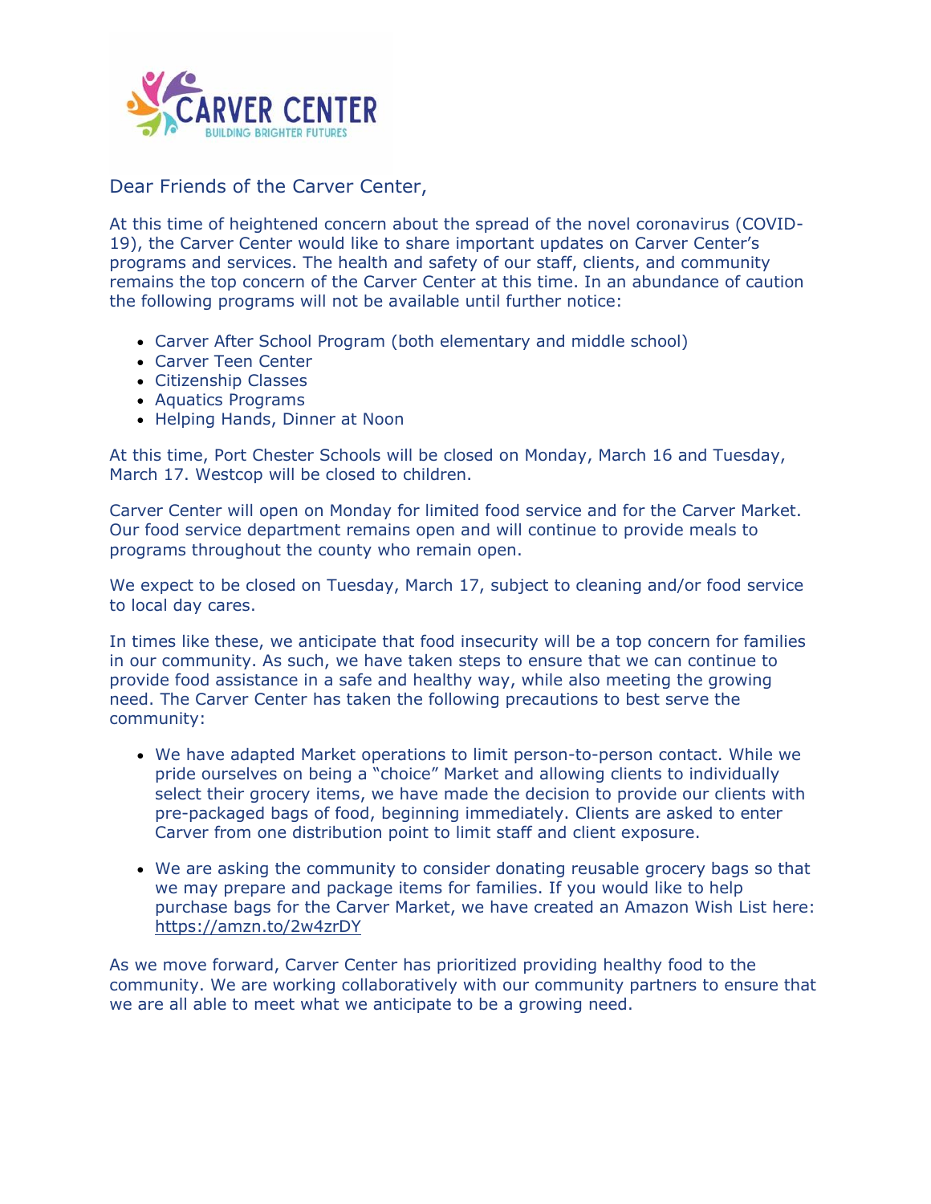Dear Friends of the Carver Center,

At this time of heightened concern about the spread of the novel coronavirus (COVID-19), the Carver Center would like to share important updates on Carver Center's programs and services. The health and safety of our staff, clients, and community remains the top concern of the Carver Center at this time. In an abundance of caution the following programs will not be available until further notice:

- Carver After School Program (both elementary and middle school)
- Carver Teen Center
- Citizenship Classes
- Aquatics Programs
- Helping Hands, Dinner at Noon

At this time, Port Chester Schools will be closed on Monday, March 16 and Tuesday, March 17. Westcop will be closed to children.

Carver Center will open on Monday for limited food service and for the Carver Market. Our food service department remains open and will continue to provide meals to programs throughout the county who remain open.

We expect to be closed on Tuesday, March 17, subject to cleaning and/or food service to local day cares.

In times like these, we anticipate that food insecurity will be a top concern for families in our community. As such, we have taken steps to ensure that we can continue to provide food assistance in a safe and healthy way, while also meeting the growing need. The Carver Center has taken the following precautions to best serve the community:

- We have adapted Market operations to limit person-to-person contact. While we pride ourselves on being a "choice" Market and allowing clients to individually select their grocery items, we have made the decision to provide our clients with pre-packaged bags of food, beginning immediately. Clients are asked to enter Carver from one distribution point to limit staff and client exposure.

- We are asking the community to consider donating reusable grocery bags so that we may prepare and package items for families. If you would like to help purchase bags for the Carver Market, we have created an Amazon Wish List here: https://amzn.to/2w4zrDY

As we move forward, Carver Center has prioritized providing healthy food to the community. We are working collaboratively with our community partners to ensure that we are all able to meet what we anticipate to be a growing need.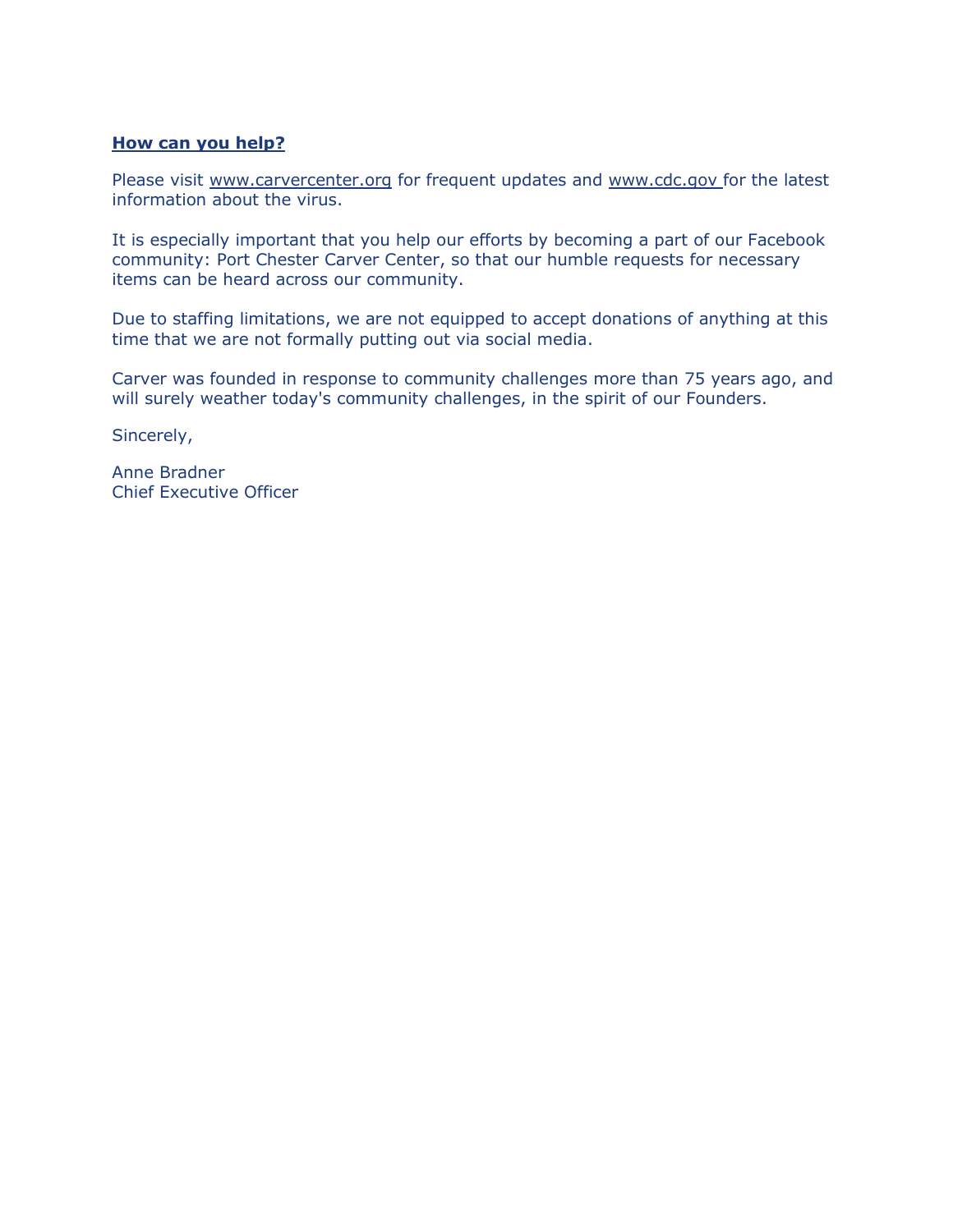**How can you help?**

Please visit www.carvercenter.org for frequent updates and www.cdc.gov for the latest information about the virus.

It is especially important that you help our efforts by becoming a part of our Facebook community: Port Chester Carver Center, so that our humble requests for necessary items can be heard across our community.

Due to staffing limitations, we are not equipped to accept donations of anything at this time that we are not formally putting out via social media.

Carver was founded in response to community challenges more than 75 years ago, and will surely weather today's community challenges, in the spirit of our Founders.

Sincerely,

Anne Bradner
Chief Executive Officer